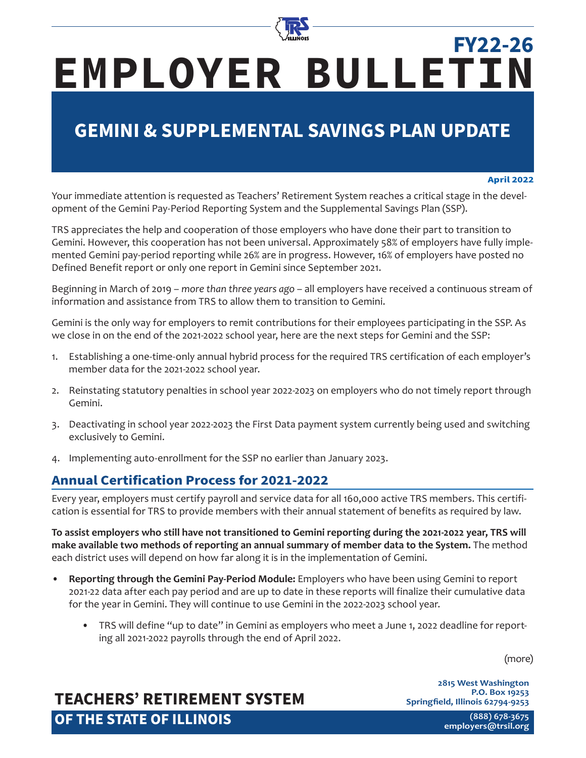FY22-26

# EMPLOYER BULLETIN

## GEMINI & SUPPLEMENTAL SAVINGS PLAN UPDATE

**April 2022**

Your immediate attention is requested as Teachers' Retirement System reaches a critical stage in the development of the Gemini Pay-Period Reporting System and the Supplemental Savings Plan (SSP).

TRS appreciates the help and cooperation of those employers who have done their part to transition to Gemini. However, this cooperation has not been universal. Approximately 58% of employers have fully implemented Gemini pay-period reporting while 26% are in progress. However, 16% of employers have posted no Defined Benefit report or only one report in Gemini since September 2021.

Beginning in March of 2019 – *more than three years ago* – all employers have received a continuous stream of information and assistance from TRS to allow them to transition to Gemini.

Gemini is the only way for employers to remit contributions for their employees participating in the SSP. As we close in on the end of the 2021-2022 school year, here are the next steps for Gemini and the SSP:

1. Establishing a one-time-only annual hybrid process for the required TRS certification of each employer's member data for the 2021-2022 school year.
2. Reinstating statutory penalties in school year 2022-2023 on employers who do not timely report through Gemini.
3. Deactivating in school year 2022-2023 the First Data payment system currently being used and switching exclusively to Gemini.
4. Implementing auto-enrollment for the SSP no earlier than January 2023.

## Annual Certification Process for 2021-2022

Every year, employers must certify payroll and service data for all 160,000 active TRS members. This certification is essential for TRS to provide members with their annual statement of benefits as required by law.

**To assist employers who still have not transitioned to Gemini reporting during the 2021-2022 year, TRS will make available two methods of reporting an annual summary of member data to the System.** The method each district uses will depend on how far along it is in the implementation of Gemini.

- **Reporting through the Gemini Pay-Period Module:** Employers who have been using Gemini to report 2021-22 data after each pay period and are up to date in these reports will finalize their cumulative data for the year in Gemini. They will continue to use Gemini in the 2022-2023 school year.
    - TRS will define "up to date" in Gemini as employers who meet a June 1, 2022 deadline for reporting all 2021-2022 payrolls through the end of April 2022.

(more)

**TEACHERS' RETIREMENT SYSTEM OF THE STATE OF ILLINOIS**

2815 West Washington
P.O. Box 19253
Springfield, Illinois 62794-9253

(888) 678-3675
employers@trsil.org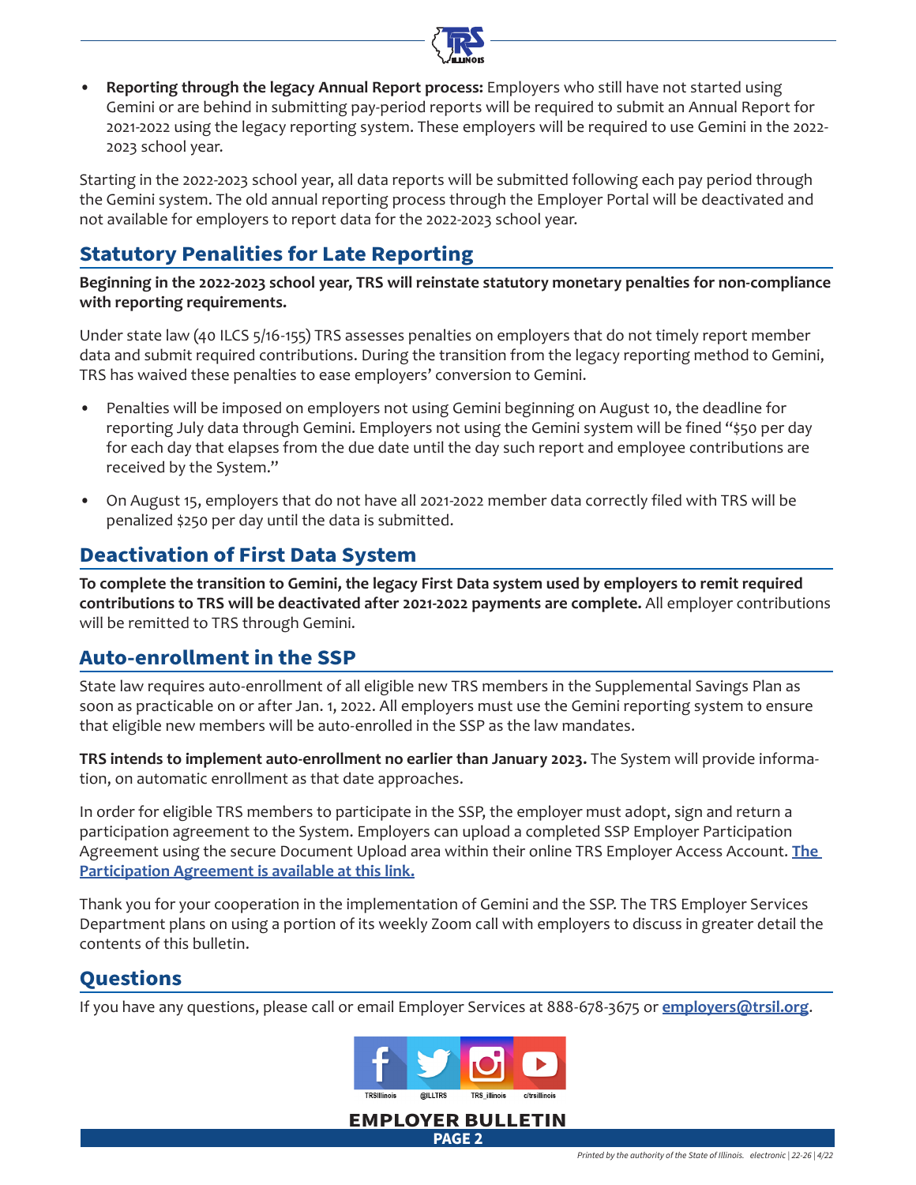- **Reporting through the legacy Annual Report process:** Employers who still have not started using Gemini or are behind in submitting pay-period reports will be required to submit an Annual Report for 2021-2022 using the legacy reporting system. These employers will be required to use Gemini in the 2022-2023 school year.

Starting in the 2022-2023 school year, all data reports will be submitted following each pay period through the Gemini system. The old annual reporting process through the Employer Portal will be deactivated and not available for employers to report data for the 2022-2023 school year.

## Statutory Penalities for Late Reporting

**Beginning in the 2022-2023 school year, TRS will reinstate statutory monetary penalties for non-compliance with reporting requirements.**

Under state law (40 ILCS 5/16-155) TRS assesses penalties on employers that do not timely report member data and submit required contributions. During the transition from the legacy reporting method to Gemini, TRS has waived these penalties to ease employers' conversion to Gemini.

- Penalties will be imposed on employers not using Gemini beginning on August 10, the deadline for reporting July data through Gemini. Employers not using the Gemini system will be fined "$50 per day for each day that elapses from the due date until the day such report and employee contributions are received by the System."
- On August 15, employers that do not have all 2021-2022 member data correctly filed with TRS will be penalized $250 per day until the data is submitted.

## Deactivation of First Data System

**To complete the transition to Gemini, the legacy First Data system used by employers to remit required contributions to TRS will be deactivated after 2021-2022 payments are complete.** All employer contributions will be remitted to TRS through Gemini.

## Auto-enrollment in the SSP

State law requires auto-enrollment of all eligible new TRS members in the Supplemental Savings Plan as soon as practicable on or after Jan. 1, 2022. All employers must use the Gemini reporting system to ensure that eligible new members will be auto-enrolled in the SSP as the law mandates.

**TRS intends to implement auto-enrollment no earlier than January 2023.** The System will provide information, on automatic enrollment as that date approaches.

In order for eligible TRS members to participate in the SSP, the employer must adopt, sign and return a participation agreement to the System. Employers can upload a completed SSP Employer Participation Agreement using the secure Document Upload area within their online TRS Employer Access Account. **The Participation Agreement is available at this link.**

Thank you for your cooperation in the implementation of Gemini and the SSP. The TRS Employer Services Department plans on using a portion of its weekly Zoom call with employers to discuss in greater detail the contents of this bulletin.

## Questions

If you have any questions, please call or email Employer Services at 888-678-3675 or **employers@trsil.org**.

TRSIllinois @ILLTRS TRS_illinois c/trsillinois

*Printed by the authority of the State of Illinois. electronic | 22-26 | 4/22*